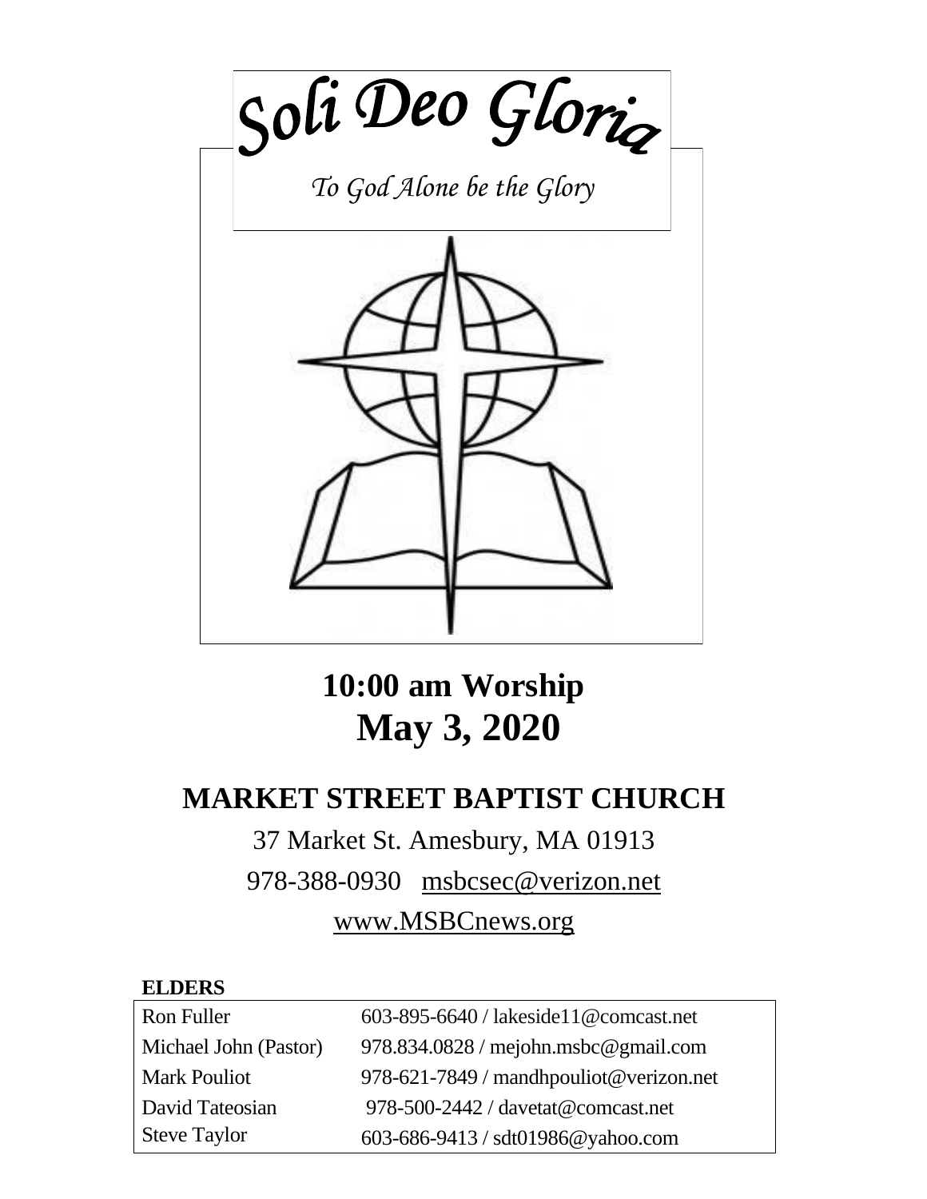# *Soli Deo Gloria*

*To God Alone be the Glory*

## 10:00 am Worship
## May 3, 2020

# MARKET STREET BAPTIST CHURCH

37 Market St. Amesbury, MA 01913

978-388-0930 msbcsec@verizon.net

www.MSBCnews.org

**ELDERS**

| | |
|---|---|
| Ron Fuller | 603-895-6640 / lakeside11@comcast.net |
| Michael John (Pastor) | 978.834.0828 / mejohn.msbc@gmail.com |
| Mark Pouliot | 978-621-7849 / mandhpouliot@verizon.net |
| David Tateosian | 978-500-2442 / davetat@comcast.net |
| Steve Taylor | 603-686-9413 / sdt01986@yahoo.com |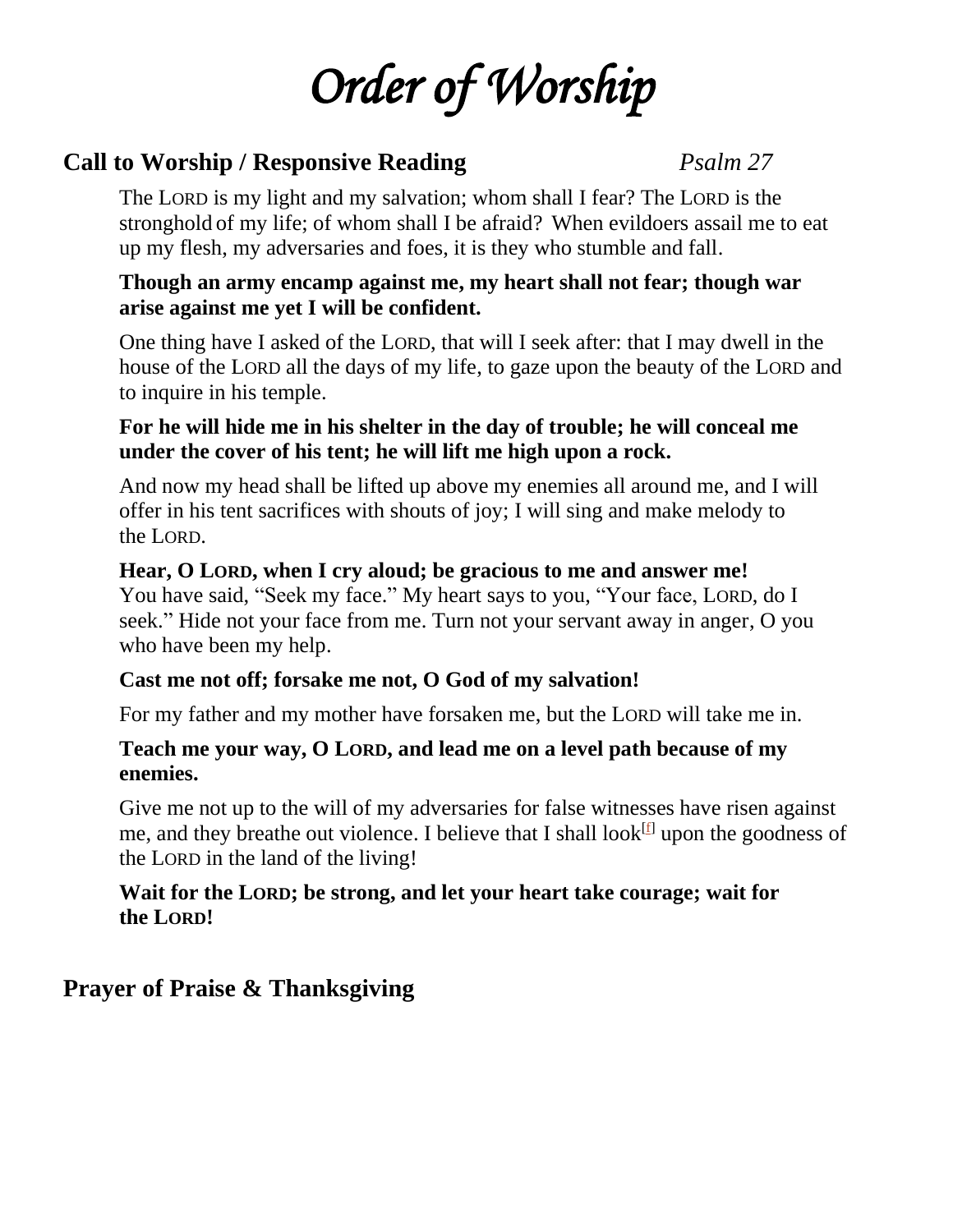# *Order of Worship*

## Call to Worship / Responsive Reading *Psalm 27*

The LORD is my light and my salvation; whom shall I fear? The LORD is the stronghold of my life; of whom shall I be afraid? When evildoers assail me to eat up my flesh, my adversaries and foes, it is they who stumble and fall.

**Though an army encamp against me, my heart shall not fear; though war arise against me yet I will be confident.**

One thing have I asked of the LORD, that will I seek after: that I may dwell in the house of the LORD all the days of my life, to gaze upon the beauty of the LORD and to inquire in his temple.

**For he will hide me in his shelter in the day of trouble; he will conceal me under the cover of his tent; he will lift me high upon a rock.**

And now my head shall be lifted up above my enemies all around me, and I will offer in his tent sacrifices with shouts of joy; I will sing and make melody to the LORD.

**Hear, O LORD, when I cry aloud; be gracious to me and answer me!**
You have said, "Seek my face." My heart says to you, "Your face, LORD, do I seek." Hide not your face from me. Turn not your servant away in anger, O you who have been my help.

**Cast me not off; forsake me not, O God of my salvation!**

For my father and my mother have forsaken me, but the LORD will take me in.

**Teach me your way, O LORD, and lead me on a level path because of my enemies.**

Give me not up to the will of my adversaries for false witnesses have risen against me, and they breathe out violence. I believe that I shall look[f] upon the goodness of the LORD in the land of the living!

**Wait for the LORD; be strong, and let your heart take courage; wait for the LORD!**

## Prayer of Praise & Thanksgiving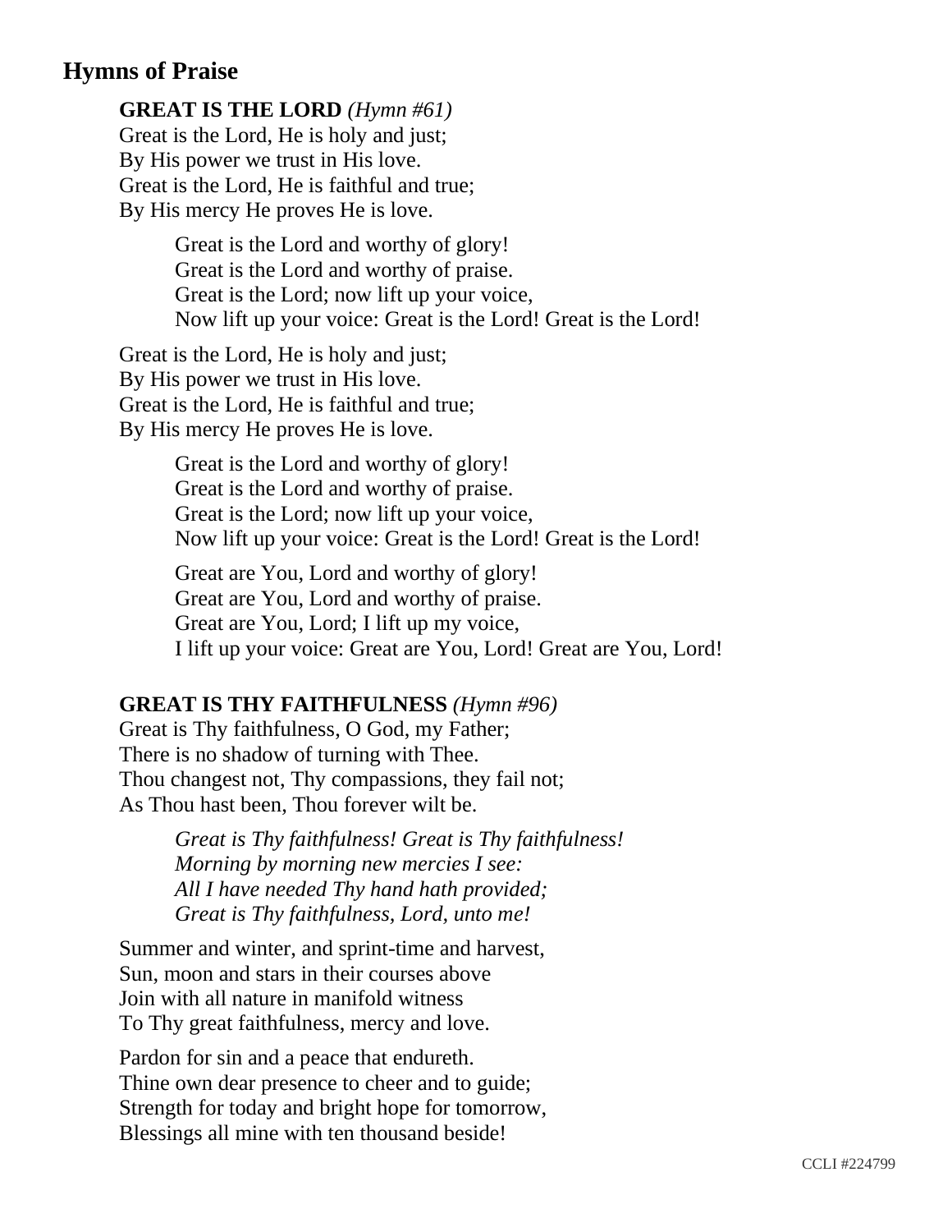## Hymns of Praise

**GREAT IS THE LORD** *(Hymn #61)*
Great is the Lord, He is holy and just;
By His power we trust in His love.
Great is the Lord, He is faithful and true;
By His mercy He proves He is love.

> Great is the Lord and worthy of glory!
> Great is the Lord and worthy of praise.
> Great is the Lord; now lift up your voice,
> Now lift up your voice: Great is the Lord! Great is the Lord!

Great is the Lord, He is holy and just;
By His power we trust in His love.
Great is the Lord, He is faithful and true;
By His mercy He proves He is love.

> Great is the Lord and worthy of glory!
> Great is the Lord and worthy of praise.
> Great is the Lord; now lift up your voice,
> Now lift up your voice: Great is the Lord! Great is the Lord!

> Great are You, Lord and worthy of glory!
> Great are You, Lord and worthy of praise.
> Great are You, Lord; I lift up my voice,
> I lift up your voice: Great are You, Lord! Great are You, Lord!

**GREAT IS THY FAITHFULNESS** *(Hymn #96)*
Great is Thy faithfulness, O God, my Father;
There is no shadow of turning with Thee.
Thou changest not, Thy compassions, they fail not;
As Thou hast been, Thou forever wilt be.

> *Great is Thy faithfulness! Great is Thy faithfulness!*
> *Morning by morning new mercies I see:*
> *All I have needed Thy hand hath provided;*
> *Great is Thy faithfulness, Lord, unto me!*

Summer and winter, and sprint-time and harvest,
Sun, moon and stars in their courses above
Join with all nature in manifold witness
To Thy great faithfulness, mercy and love.

Pardon for sin and a peace that endureth.
Thine own dear presence to cheer and to guide;
Strength for today and bright hope for tomorrow,
Blessings all mine with ten thousand beside!

CCLI #224799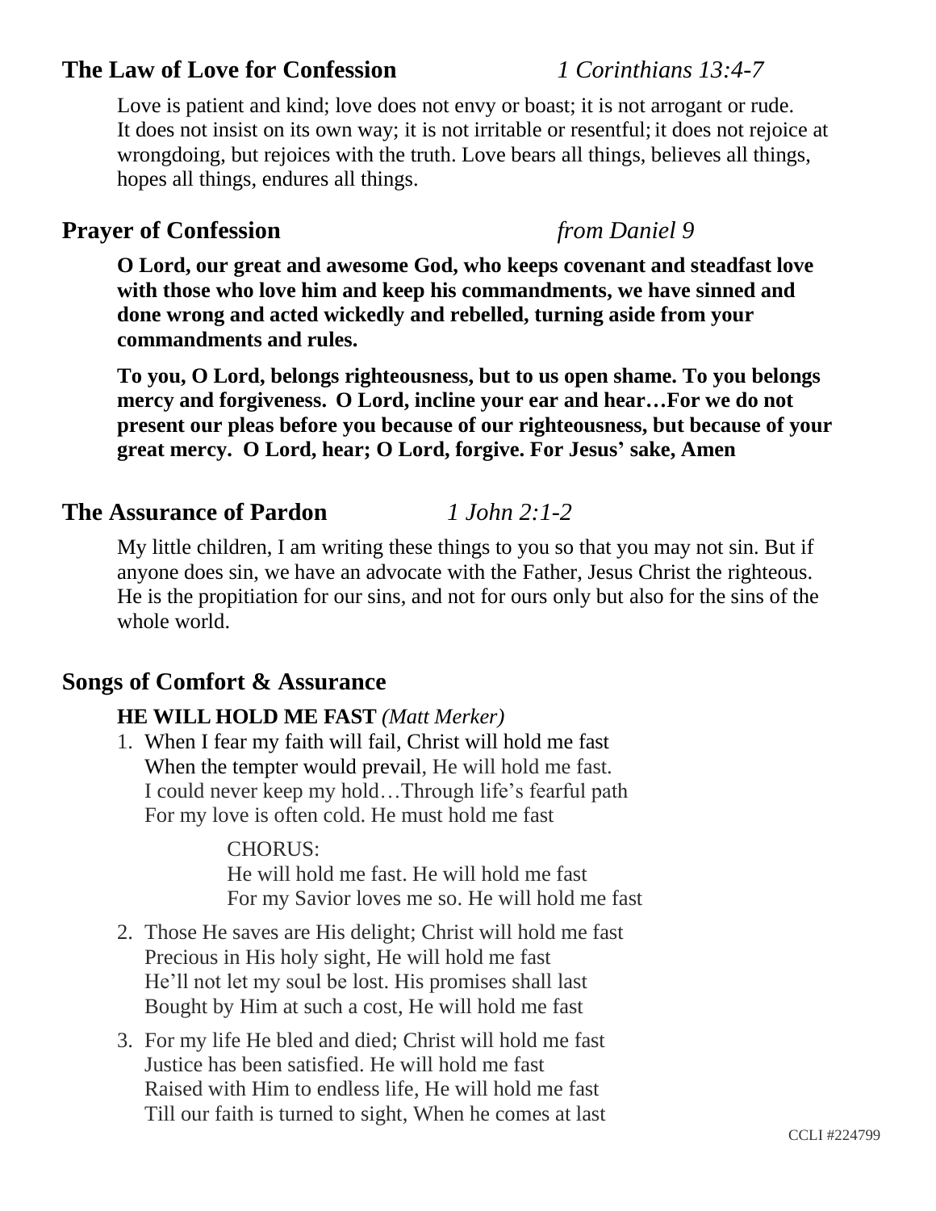## The Law of Love for Confession *1 Corinthians 13:4-7*

Love is patient and kind; love does not envy or boast; it is not arrogant or rude. It does not insist on its own way; it is not irritable or resentful; it does not rejoice at wrongdoing, but rejoices with the truth. Love bears all things, believes all things, hopes all things, endures all things.

## Prayer of Confession *from Daniel 9*

**O Lord, our great and awesome God, who keeps covenant and steadfast love with those who love him and keep his commandments, we have sinned and done wrong and acted wickedly and rebelled, turning aside from your commandments and rules.**

**To you, O Lord, belongs righteousness, but to us open shame. To you belongs mercy and forgiveness. O Lord, incline your ear and hear…For we do not present our pleas before you because of our righteousness, but because of your great mercy. O Lord, hear; O Lord, forgive. For Jesus' sake, Amen**

## The Assurance of Pardon *1 John 2:1-2*

My little children, I am writing these things to you so that you may not sin. But if anyone does sin, we have an advocate with the Father, Jesus Christ the righteous. He is the propitiation for our sins, and not for ours only but also for the sins of the whole world.

## Songs of Comfort & Assurance

**HE WILL HOLD ME FAST** *(Matt Merker)*

1. When I fear my faith will fail, Christ will hold me fast
   When the tempter would prevail, He will hold me fast.
   I could never keep my hold…Through life's fearful path
   For my love is often cold. He must hold me fast

   CHORUS:
   He will hold me fast. He will hold me fast
   For my Savior loves me so. He will hold me fast

2. Those He saves are His delight; Christ will hold me fast
   Precious in His holy sight, He will hold me fast
   He'll not let my soul be lost. His promises shall last
   Bought by Him at such a cost, He will hold me fast

3. For my life He bled and died; Christ will hold me fast
   Justice has been satisfied. He will hold me fast
   Raised with Him to endless life, He will hold me fast
   Till our faith is turned to sight, When he comes at last

CCLI #224799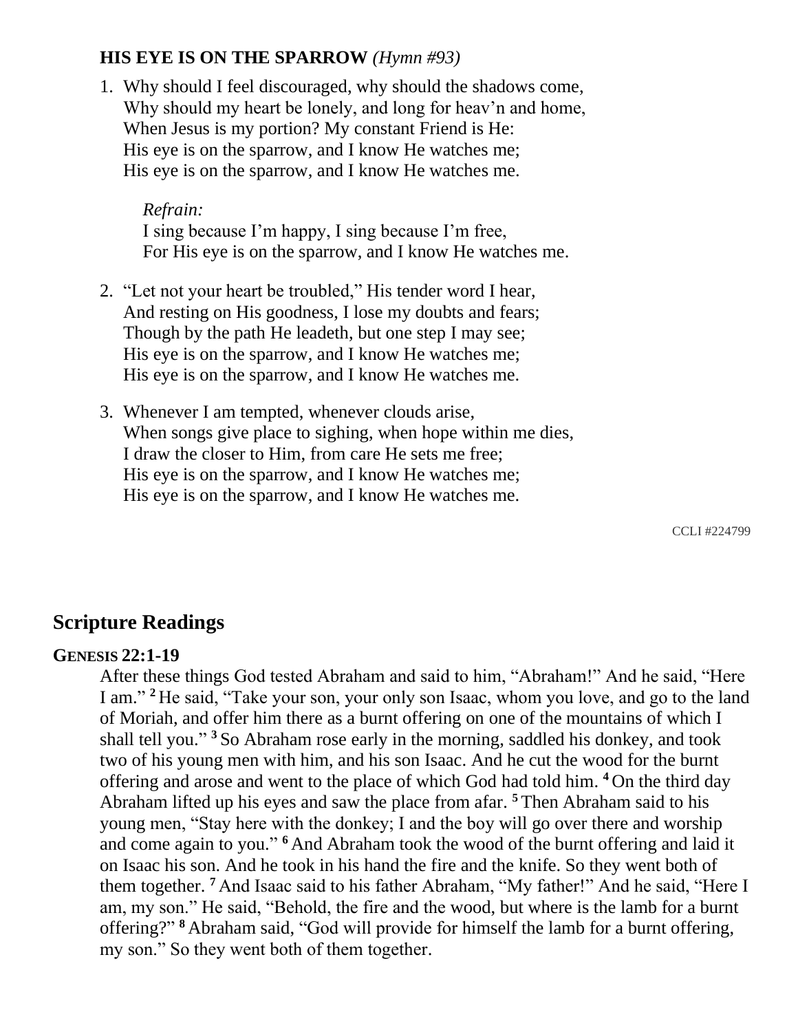**HIS EYE IS ON THE SPARROW** *(Hymn #93)*

1. Why should I feel discouraged, why should the shadows come,
   Why should my heart be lonely, and long for heav'n and home,
   When Jesus is my portion? My constant Friend is He:
   His eye is on the sparrow, and I know He watches me;
   His eye is on the sparrow, and I know He watches me.

   *Refrain:*
   I sing because I'm happy, I sing because I'm free,
   For His eye is on the sparrow, and I know He watches me.

2. "Let not your heart be troubled," His tender word I hear,
   And resting on His goodness, I lose my doubts and fears;
   Though by the path He leadeth, but one step I may see;
   His eye is on the sparrow, and I know He watches me;
   His eye is on the sparrow, and I know He watches me.

3. Whenever I am tempted, whenever clouds arise,
   When songs give place to sighing, when hope within me dies,
   I draw the closer to Him, from care He sets me free;
   His eye is on the sparrow, and I know He watches me;
   His eye is on the sparrow, and I know He watches me.

CCLI #224799

## Scripture Readings

**GENESIS 22:1-19**

After these things God tested Abraham and said to him, "Abraham!" And he said, "Here I am." **2** He said, "Take your son, your only son Isaac, whom you love, and go to the land of Moriah, and offer him there as a burnt offering on one of the mountains of which I shall tell you." **3** So Abraham rose early in the morning, saddled his donkey, and took two of his young men with him, and his son Isaac. And he cut the wood for the burnt offering and arose and went to the place of which God had told him. **4** On the third day Abraham lifted up his eyes and saw the place from afar. **5** Then Abraham said to his young men, "Stay here with the donkey; I and the boy will go over there and worship and come again to you." **6** And Abraham took the wood of the burnt offering and laid it on Isaac his son. And he took in his hand the fire and the knife. So they went both of them together. **7** And Isaac said to his father Abraham, "My father!" And he said, "Here I am, my son." He said, "Behold, the fire and the wood, but where is the lamb for a burnt offering?" **8** Abraham said, "God will provide for himself the lamb for a burnt offering, my son." So they went both of them together.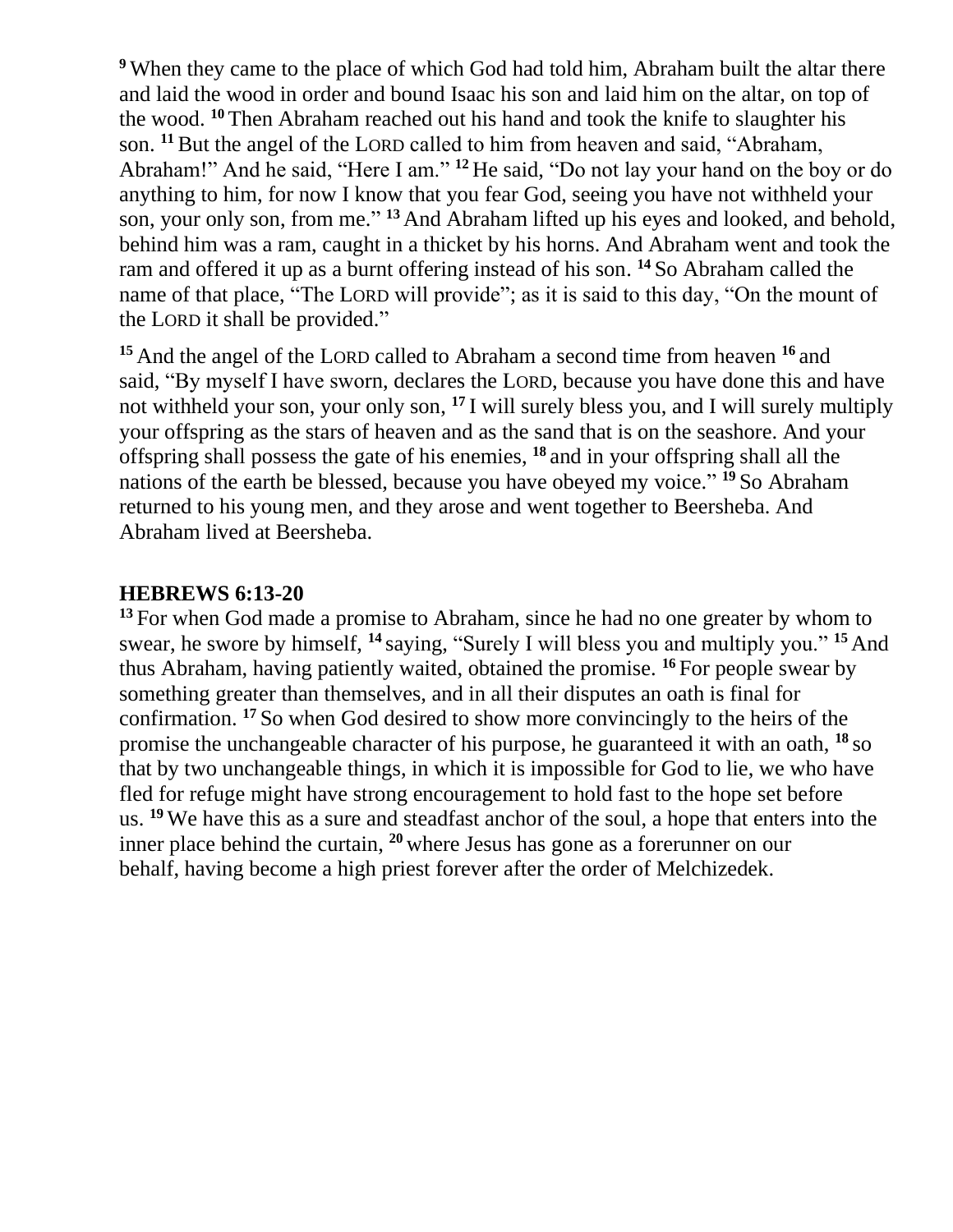[9] When they came to the place of which God had told him, Abraham built the altar there and laid the wood in order and bound Isaac his son and laid him on the altar, on top of the wood. [10] Then Abraham reached out his hand and took the knife to slaughter his son. [11] But the angel of the LORD called to him from heaven and said, "Abraham, Abraham!" And he said, "Here I am." [12] He said, "Do not lay your hand on the boy or do anything to him, for now I know that you fear God, seeing you have not withheld your son, your only son, from me." [13] And Abraham lifted up his eyes and looked, and behold, behind him was a ram, caught in a thicket by his horns. And Abraham went and took the ram and offered it up as a burnt offering instead of his son. [14] So Abraham called the name of that place, "The LORD will provide"; as it is said to this day, "On the mount of the LORD it shall be provided."

[15] And the angel of the LORD called to Abraham a second time from heaven [16] and said, "By myself I have sworn, declares the LORD, because you have done this and have not withheld your son, your only son, [17] I will surely bless you, and I will surely multiply your offspring as the stars of heaven and as the sand that is on the seashore. And your offspring shall possess the gate of his enemies, [18] and in your offspring shall all the nations of the earth be blessed, because you have obeyed my voice." [19] So Abraham returned to his young men, and they arose and went together to Beersheba. And Abraham lived at Beersheba.

## HEBREWS 6:13-20

[13] For when God made a promise to Abraham, since he had no one greater by whom to swear, he swore by himself, [14] saying, "Surely I will bless you and multiply you." [15] And thus Abraham, having patiently waited, obtained the promise. [16] For people swear by something greater than themselves, and in all their disputes an oath is final for confirmation. [17] So when God desired to show more convincingly to the heirs of the promise the unchangeable character of his purpose, he guaranteed it with an oath, [18] so that by two unchangeable things, in which it is impossible for God to lie, we who have fled for refuge might have strong encouragement to hold fast to the hope set before us. [19] We have this as a sure and steadfast anchor of the soul, a hope that enters into the inner place behind the curtain, [20] where Jesus has gone as a forerunner on our behalf, having become a high priest forever after the order of Melchizedek.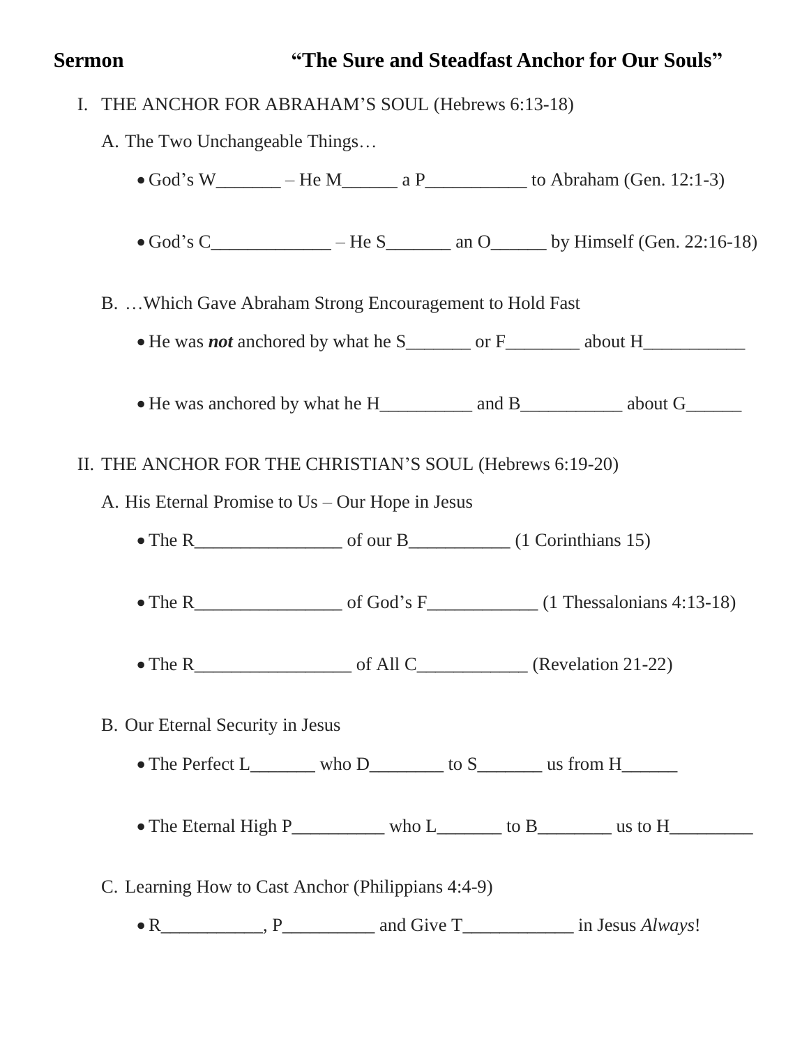**Sermon** **"The Sure and Steadfast Anchor for Our Souls"**

I. THE ANCHOR FOR ABRAHAM'S SOUL (Hebrews 6:13-18)

A. The Two Unchangeable Things…

- God's W_______ – He M______ a P___________ to Abraham (Gen. 12:1-3)

- God's C_____________ – He S_______ an O______ by Himself (Gen. 22:16-18)

B. …Which Gave Abraham Strong Encouragement to Hold Fast

- He was ***not*** anchored by what he S_______ or F________ about H___________

- He was anchored by what he H__________ and B___________ about G______

II. THE ANCHOR FOR THE CHRISTIAN'S SOUL (Hebrews 6:19-20)

A. His Eternal Promise to Us – Our Hope in Jesus

- The R________________ of our B___________ (1 Corinthians 15)

- The R________________ of God's F____________ (1 Thessalonians 4:13-18)

- The R_________________ of All C____________ (Revelation 21-22)

B. Our Eternal Security in Jesus

- The Perfect L_______ who D________ to S_______ us from H______

- The Eternal High P__________ who L_______ to B________ us to H_________

C. Learning How to Cast Anchor (Philippians 4:4-9)

- R___________, P__________ and Give T____________ in Jesus *Always*!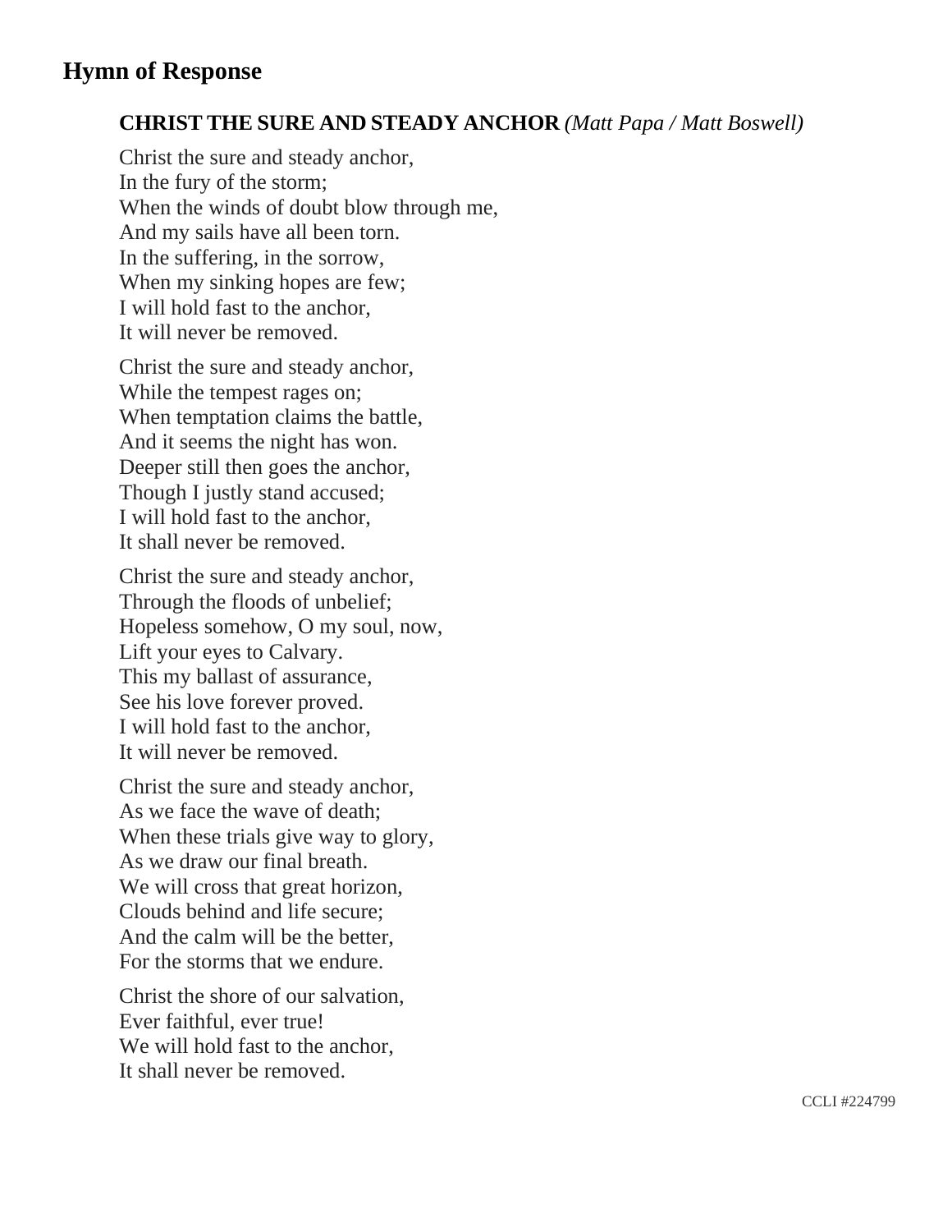## Hymn of Response

**CHRIST THE SURE AND STEADY ANCHOR** *(Matt Papa / Matt Boswell)*

Christ the sure and steady anchor,
In the fury of the storm;
When the winds of doubt blow through me,
And my sails have all been torn.
In the suffering, in the sorrow,
When my sinking hopes are few;
I will hold fast to the anchor,
It will never be removed.

Christ the sure and steady anchor,
While the tempest rages on;
When temptation claims the battle,
And it seems the night has won.
Deeper still then goes the anchor,
Though I justly stand accused;
I will hold fast to the anchor,
It shall never be removed.

Christ the sure and steady anchor,
Through the floods of unbelief;
Hopeless somehow, O my soul, now,
Lift your eyes to Calvary.
This my ballast of assurance,
See his love forever proved.
I will hold fast to the anchor,
It will never be removed.

Christ the sure and steady anchor,
As we face the wave of death;
When these trials give way to glory,
As we draw our final breath.
We will cross that great horizon,
Clouds behind and life secure;
And the calm will be the better,
For the storms that we endure.

Christ the shore of our salvation,
Ever faithful, ever true!
We will hold fast to the anchor,
It shall never be removed.

CCLI #224799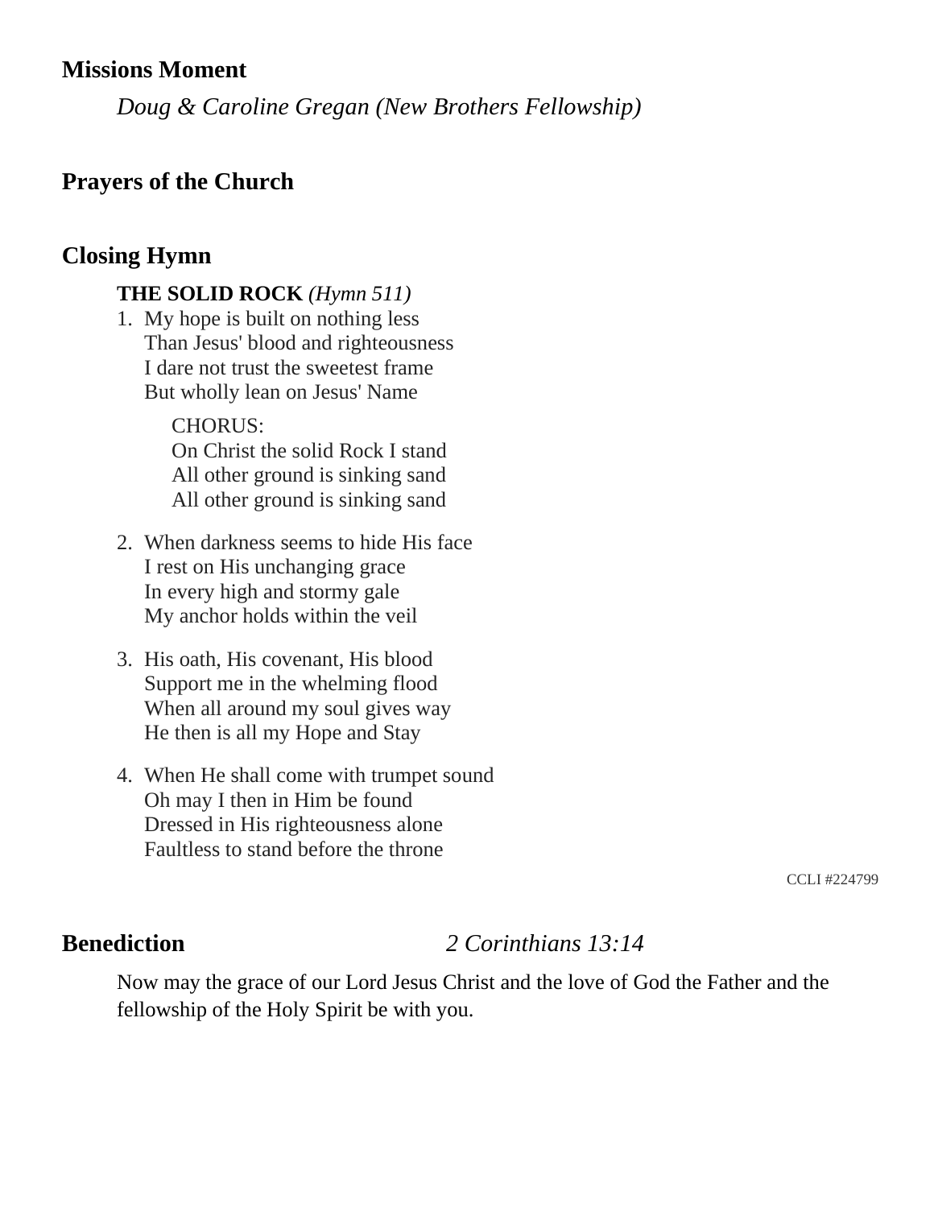## Missions Moment

*Doug & Caroline Gregan (New Brothers Fellowship)*

## Prayers of the Church

## Closing Hymn

**THE SOLID ROCK** *(Hymn 511)*

1. My hope is built on nothing less
   Than Jesus' blood and righteousness
   I dare not trust the sweetest frame
   But wholly lean on Jesus' Name

   CHORUS:
   On Christ the solid Rock I stand
   All other ground is sinking sand
   All other ground is sinking sand

2. When darkness seems to hide His face
   I rest on His unchanging grace
   In every high and stormy gale
   My anchor holds within the veil

3. His oath, His covenant, His blood
   Support me in the whelming flood
   When all around my soul gives way
   He then is all my Hope and Stay

4. When He shall come with trumpet sound
   Oh may I then in Him be found
   Dressed in His righteousness alone
   Faultless to stand before the throne

CCLI #224799

## Benediction *2 Corinthians 13:14*

Now may the grace of our Lord Jesus Christ and the love of God the Father and the fellowship of the Holy Spirit be with you.